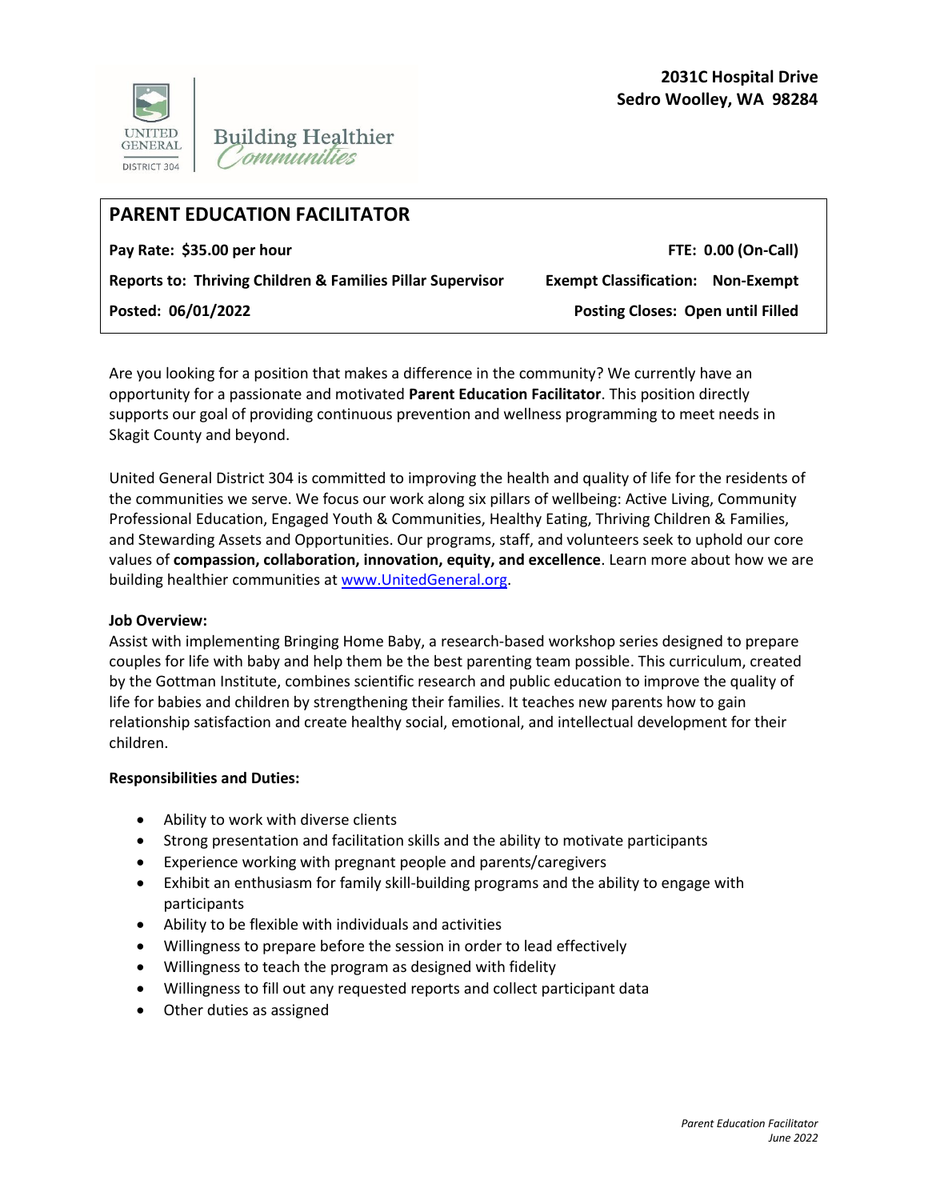**2031C Hospital Drive**
**Sedro Woolley, WA 98284**

UNITED GENERAL DISTRICT 304 | Building Healthier Communities

## PARENT EDUCATION FACILITATOR

| | |
|---|---|
| **Pay Rate: $35.00 per hour** | **FTE: 0.00 (On-Call)** |
| **Reports to: Thriving Children & Families Pillar Supervisor** | **Exempt Classification: Non-Exempt** |
| **Posted: 06/01/2022** | **Posting Closes: Open until Filled** |

Are you looking for a position that makes a difference in the community? We currently have an opportunity for a passionate and motivated **Parent Education Facilitator**. This position directly supports our goal of providing continuous prevention and wellness programming to meet needs in Skagit County and beyond.

United General District 304 is committed to improving the health and quality of life for the residents of the communities we serve. We focus our work along six pillars of wellbeing: Active Living, Community Professional Education, Engaged Youth & Communities, Healthy Eating, Thriving Children & Families, and Stewarding Assets and Opportunities. Our programs, staff, and volunteers seek to uphold our core values of **compassion, collaboration, innovation, equity, and excellence**. Learn more about how we are building healthier communities at [www.UnitedGeneral.org](http://www.UnitedGeneral.org).

**Job Overview:**
Assist with implementing Bringing Home Baby, a research-based workshop series designed to prepare couples for life with baby and help them be the best parenting team possible. This curriculum, created by the Gottman Institute, combines scientific research and public education to improve the quality of life for babies and children by strengthening their families. It teaches new parents how to gain relationship satisfaction and create healthy social, emotional, and intellectual development for their children.

**Responsibilities and Duties:**

- Ability to work with diverse clients
- Strong presentation and facilitation skills and the ability to motivate participants
- Experience working with pregnant people and parents/caregivers
- Exhibit an enthusiasm for family skill-building programs and the ability to engage with participants
- Ability to be flexible with individuals and activities
- Willingness to prepare before the session in order to lead effectively
- Willingness to teach the program as designed with fidelity
- Willingness to fill out any requested reports and collect participant data
- Other duties as assigned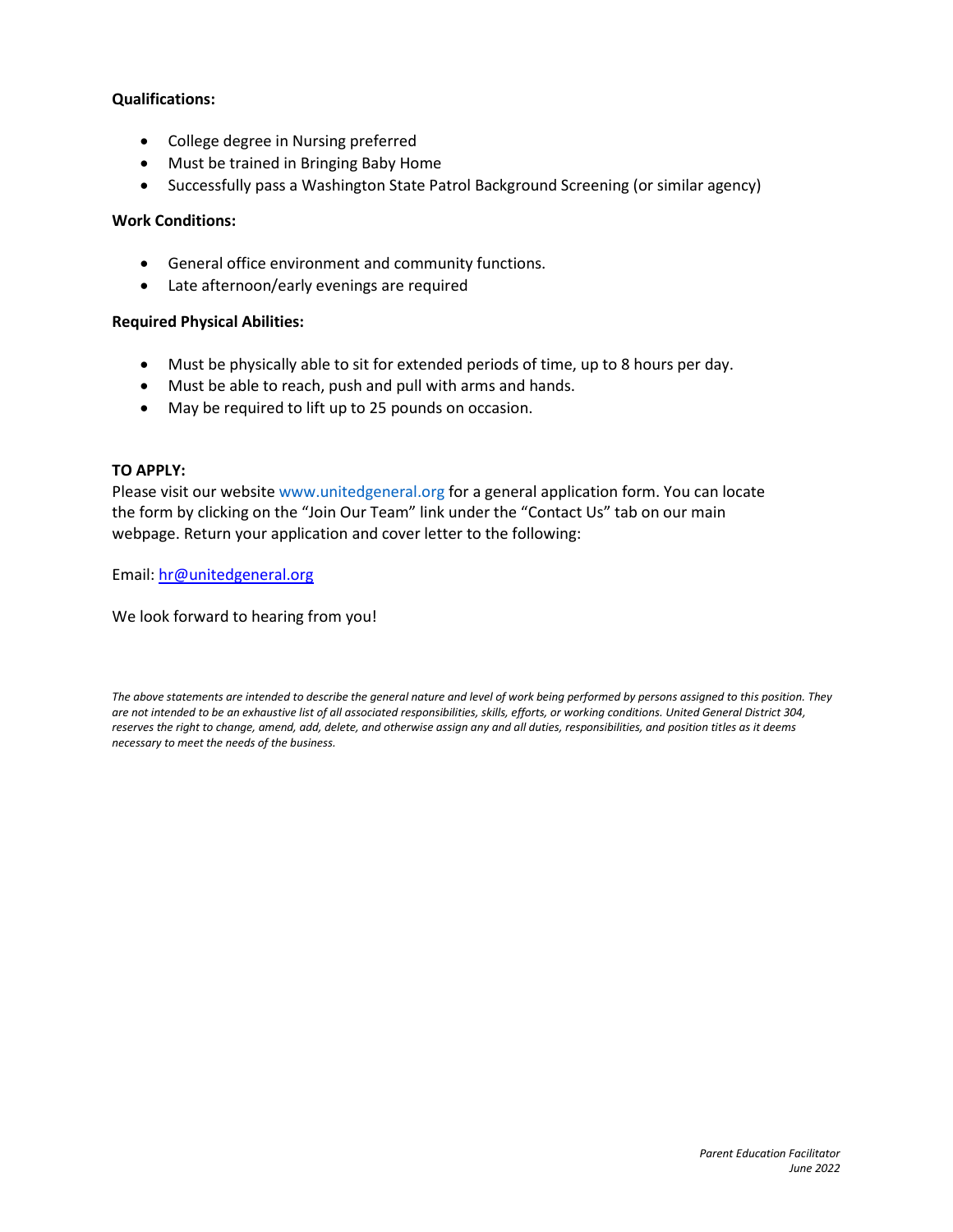**Qualifications:**

- College degree in Nursing preferred
- Must be trained in Bringing Baby Home
- Successfully pass a Washington State Patrol Background Screening (or similar agency)

**Work Conditions:**

- General office environment and community functions.
- Late afternoon/early evenings are required

**Required Physical Abilities:**

- Must be physically able to sit for extended periods of time, up to 8 hours per day.
- Must be able to reach, push and pull with arms and hands.
- May be required to lift up to 25 pounds on occasion.

**TO APPLY:**

Please visit our website www.unitedgeneral.org for a general application form. You can locate the form by clicking on the "Join Our Team" link under the "Contact Us" tab on our main webpage. Return your application and cover letter to the following:

Email: hr@unitedgeneral.org

We look forward to hearing from you!

*The above statements are intended to describe the general nature and level of work being performed by persons assigned to this position. They are not intended to be an exhaustive list of all associated responsibilities, skills, efforts, or working conditions. United General District 304, reserves the right to change, amend, add, delete, and otherwise assign any and all duties, responsibilities, and position titles as it deems necessary to meet the needs of the business.*

*Parent Education Facilitator*
*June 2022*